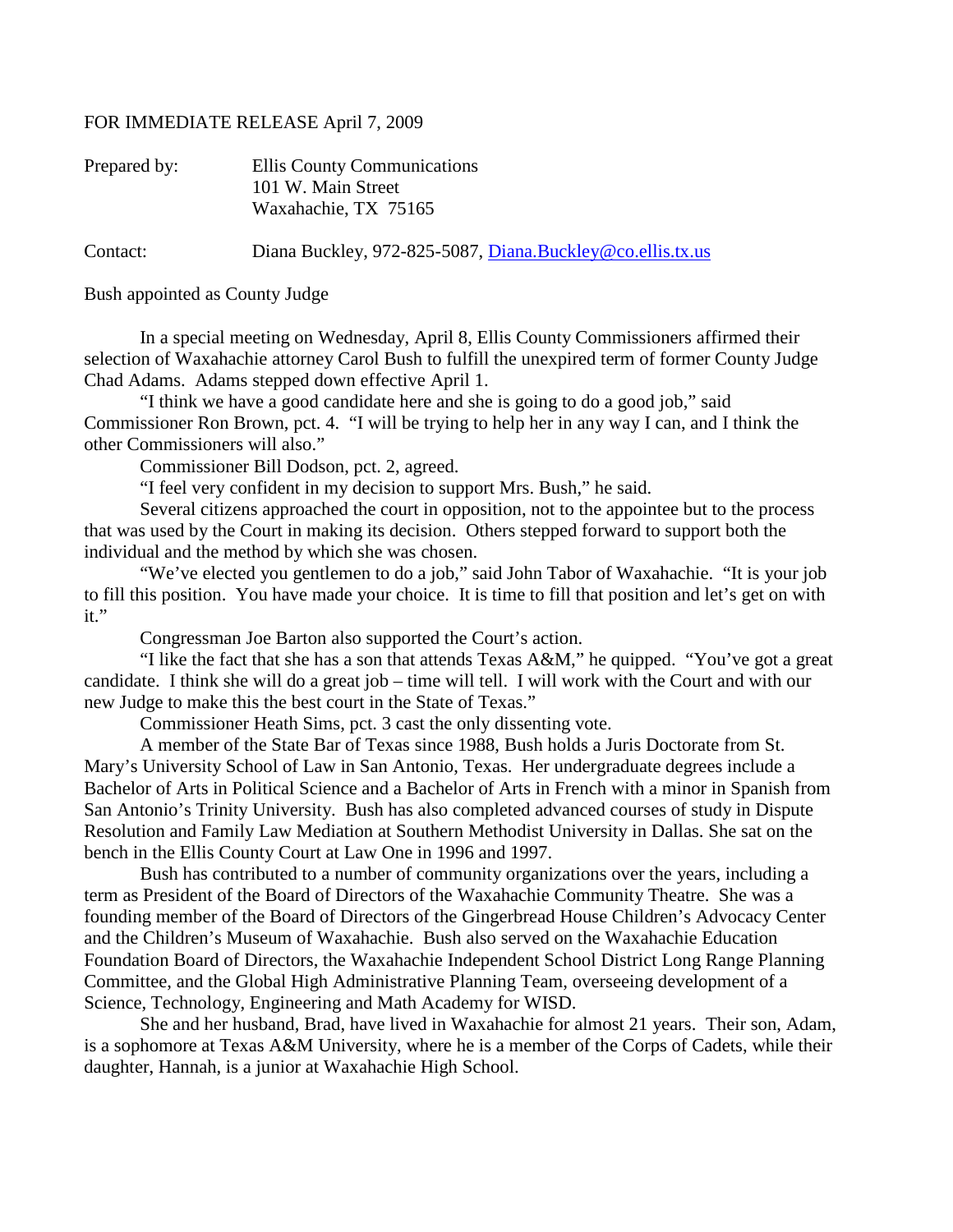FOR IMMEDIATE RELEASE April 7, 2009

Prepared by: Ellis County Communications
101 W. Main Street
Waxahachie, TX 75165

Contact: Diana Buckley, 972-825-5087, Diana.Buckley@co.ellis.tx.us

Bush appointed as County Judge

In a special meeting on Wednesday, April 8, Ellis County Commissioners affirmed their selection of Waxahachie attorney Carol Bush to fulfill the unexpired term of former County Judge Chad Adams. Adams stepped down effective April 1.

"I think we have a good candidate here and she is going to do a good job," said Commissioner Ron Brown, pct. 4. "I will be trying to help her in any way I can, and I think the other Commissioners will also."

Commissioner Bill Dodson, pct. 2, agreed.

"I feel very confident in my decision to support Mrs. Bush," he said.

Several citizens approached the court in opposition, not to the appointee but to the process that was used by the Court in making its decision. Others stepped forward to support both the individual and the method by which she was chosen.

"We've elected you gentlemen to do a job," said John Tabor of Waxahachie. "It is your job to fill this position. You have made your choice. It is time to fill that position and let's get on with it."

Congressman Joe Barton also supported the Court's action.

"I like the fact that she has a son that attends Texas A&M," he quipped. "You've got a great candidate. I think she will do a great job – time will tell. I will work with the Court and with our new Judge to make this the best court in the State of Texas."

Commissioner Heath Sims, pct. 3 cast the only dissenting vote.

A member of the State Bar of Texas since 1988, Bush holds a Juris Doctorate from St. Mary's University School of Law in San Antonio, Texas. Her undergraduate degrees include a Bachelor of Arts in Political Science and a Bachelor of Arts in French with a minor in Spanish from San Antonio's Trinity University. Bush has also completed advanced courses of study in Dispute Resolution and Family Law Mediation at Southern Methodist University in Dallas. She sat on the bench in the Ellis County Court at Law One in 1996 and 1997.

Bush has contributed to a number of community organizations over the years, including a term as President of the Board of Directors of the Waxahachie Community Theatre. She was a founding member of the Board of Directors of the Gingerbread House Children's Advocacy Center and the Children's Museum of Waxahachie. Bush also served on the Waxahachie Education Foundation Board of Directors, the Waxahachie Independent School District Long Range Planning Committee, and the Global High Administrative Planning Team, overseeing development of a Science, Technology, Engineering and Math Academy for WISD.

She and her husband, Brad, have lived in Waxahachie for almost 21 years. Their son, Adam, is a sophomore at Texas A&M University, where he is a member of the Corps of Cadets, while their daughter, Hannah, is a junior at Waxahachie High School.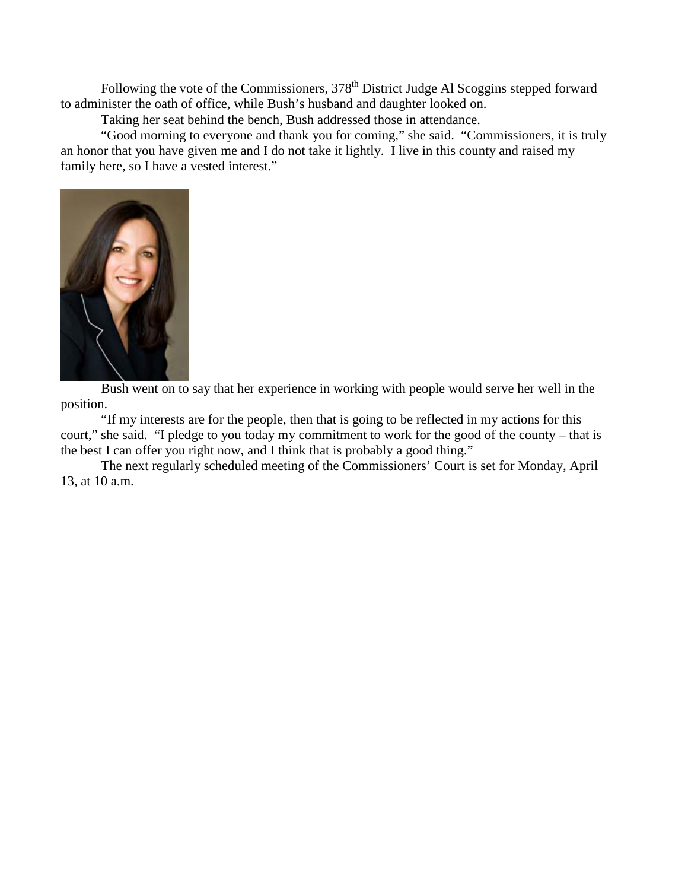Following the vote of the Commissioners, 378th District Judge Al Scoggins stepped forward to administer the oath of office, while Bush's husband and daughter looked on.

Taking her seat behind the bench, Bush addressed those in attendance.

"Good morning to everyone and thank you for coming," she said. "Commissioners, it is truly an honor that you have given me and I do not take it lightly. I live in this county and raised my family here, so I have a vested interest."

Bush went on to say that her experience in working with people would serve her well in the position.

"If my interests are for the people, then that is going to be reflected in my actions for this court," she said. "I pledge to you today my commitment to work for the good of the county – that is the best I can offer you right now, and I think that is probably a good thing."

The next regularly scheduled meeting of the Commissioners' Court is set for Monday, April 13, at 10 a.m.